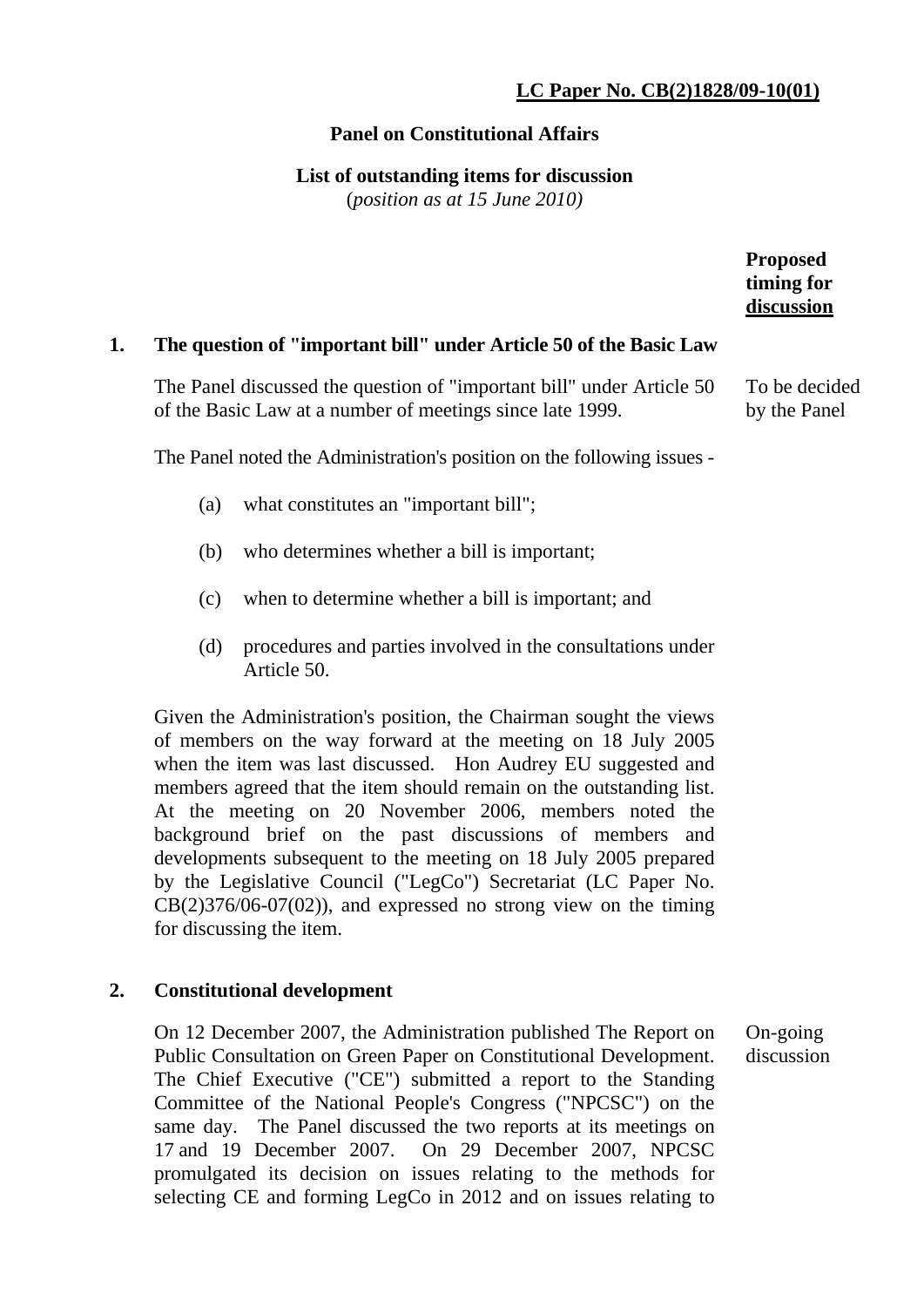**LC Paper No. CB(2)1828/09-10(01)**

## Panel on Constitutional Affairs

### List of outstanding items for discussion

(*position as at 15 June 2010)*

| | **Proposed timing for discussion** |
|---|---|
| **1. The question of "important bill" under Article 50 of the Basic Law** | |
| The Panel discussed the question of "important bill" under Article 50 of the Basic Law at a number of meetings since late 1999. | To be decided by the Panel |

The Panel noted the Administration's position on the following issues -

(a) what constitutes an "important bill";

(b) who determines whether a bill is important;

(c) when to determine whether a bill is important; and

(d) procedures and parties involved in the consultations under Article 50.

Given the Administration's position, the Chairman sought the views of members on the way forward at the meeting on 18 July 2005 when the item was last discussed. Hon Audrey EU suggested and members agreed that the item should remain on the outstanding list. At the meeting on 20 November 2006, members noted the background brief on the past discussions of members and developments subsequent to the meeting on 18 July 2005 prepared by the Legislative Council ("LegCo") Secretariat (LC Paper No. CB(2)376/06-07(02)), and expressed no strong view on the timing for discussing the item.

| | |
|---|---|
| **2. Constitutional development** | |
| On 12 December 2007, the Administration published The Report on Public Consultation on Green Paper on Constitutional Development. The Chief Executive ("CE") submitted a report to the Standing Committee of the National People's Congress ("NPCSC") on the same day. The Panel discussed the two reports at its meetings on 17 and 19 December 2007. On 29 December 2007, NPCSC promulgated its decision on issues relating to the methods for selecting CE and forming LegCo in 2012 and on issues relating to | On-going discussion |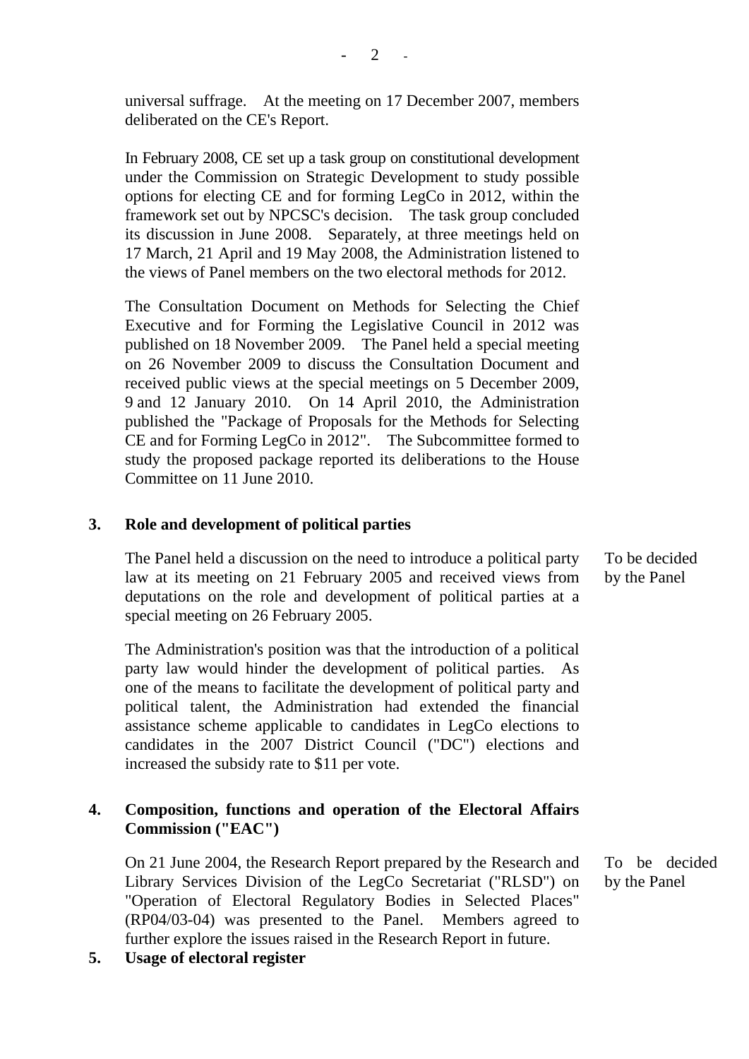universal suffrage. At the meeting on 17 December 2007, members deliberated on the CE's Report.

In February 2008, CE set up a task group on constitutional development under the Commission on Strategic Development to study possible options for electing CE and for forming LegCo in 2012, within the framework set out by NPCSC's decision. The task group concluded its discussion in June 2008. Separately, at three meetings held on 17 March, 21 April and 19 May 2008, the Administration listened to the views of Panel members on the two electoral methods for 2012.

The Consultation Document on Methods for Selecting the Chief Executive and for Forming the Legislative Council in 2012 was published on 18 November 2009. The Panel held a special meeting on 26 November 2009 to discuss the Consultation Document and received public views at the special meetings on 5 December 2009, 9 and 12 January 2010. On 14 April 2010, the Administration published the "Package of Proposals for the Methods for Selecting CE and for Forming LegCo in 2012". The Subcommittee formed to study the proposed package reported its deliberations to the House Committee on 11 June 2010.

**3. Role and development of political parties**

The Panel held a discussion on the need to introduce a political party law at its meeting on 21 February 2005 and received views from deputations on the role and development of political parties at a special meeting on 26 February 2005.

*To be decided by the Panel*

The Administration's position was that the introduction of a political party law would hinder the development of political parties. As one of the means to facilitate the development of political party and political talent, the Administration had extended the financial assistance scheme applicable to candidates in LegCo elections to candidates in the 2007 District Council ("DC") elections and increased the subsidy rate to $11 per vote.

**4. Composition, functions and operation of the Electoral Affairs Commission ("EAC")**

On 21 June 2004, the Research Report prepared by the Research and Library Services Division of the LegCo Secretariat ("RLSD") on "Operation of Electoral Regulatory Bodies in Selected Places" (RP04/03-04) was presented to the Panel. Members agreed to further explore the issues raised in the Research Report in future.

*To be decided by the Panel*

**5. Usage of electoral register**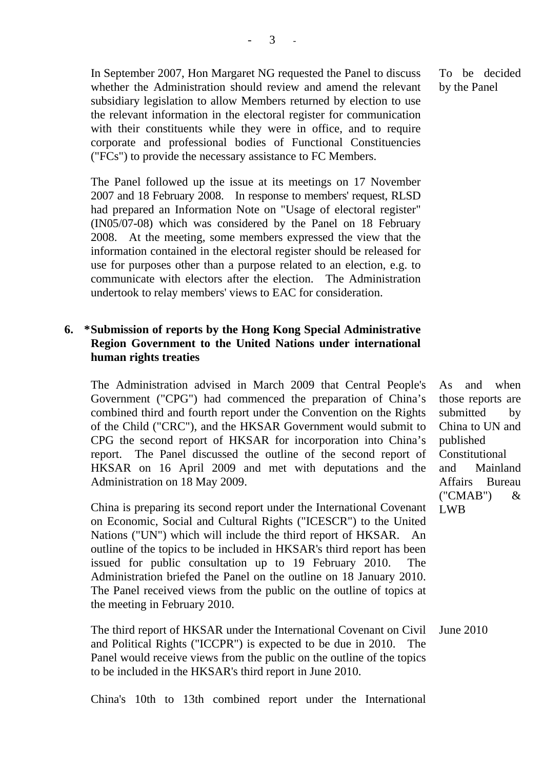| | |
|---|---|
| In September 2007, Hon Margaret NG requested the Panel to discuss whether the Administration should review and amend the relevant subsidiary legislation to allow Members returned by election to use the relevant information in the electoral register for communication with their constituents while they were in office, and to require corporate and professional bodies of Functional Constituencies ("FCs") to provide the necessary assistance to FC Members. | To be decided by the Panel |
| The Panel followed up the issue at its meetings on 17 November 2007 and 18 February 2008. In response to members' request, RLSD had prepared an Information Note on "Usage of electoral register" (IN05/07-08) which was considered by the Panel on 18 February 2008. At the meeting, some members expressed the view that the information contained in the electoral register should be released for use for purposes other than a purpose related to an election, e.g. to communicate with electors after the election. The Administration undertook to relay members' views to EAC for consideration. | |

**6. *Submission of reports by the Hong Kong Special Administrative Region Government to the United Nations under international human rights treaties**

| | |
|---|---|
| The Administration advised in March 2009 that Central People's Government ("CPG") had commenced the preparation of China's combined third and fourth report under the Convention on the Rights of the Child ("CRC"), and the HKSAR Government would submit to CPG the second report of HKSAR for incorporation into China's report. The Panel discussed the outline of the second report of HKSAR on 16 April 2009 and met with deputations and the Administration on 18 May 2009. | As and when those reports are submitted by China to UN and published Constitutional and Mainland Affairs Bureau ("CMAB") & LWB |
| China is preparing its second report under the International Covenant on Economic, Social and Cultural Rights ("ICESCR") to the United Nations ("UN") which will include the third report of HKSAR. An outline of the topics to be included in HKSAR's third report has been issued for public consultation up to 19 February 2010. The Administration briefed the Panel on the outline on 18 January 2010. The Panel received views from the public on the outline of topics at the meeting in February 2010. | |
| The third report of HKSAR under the International Covenant on Civil and Political Rights ("ICCPR") is expected to be due in 2010. The Panel would receive views from the public on the outline of the topics to be included in the HKSAR's third report in June 2010. | June 2010 |
| China's 10th to 13th combined report under the International | |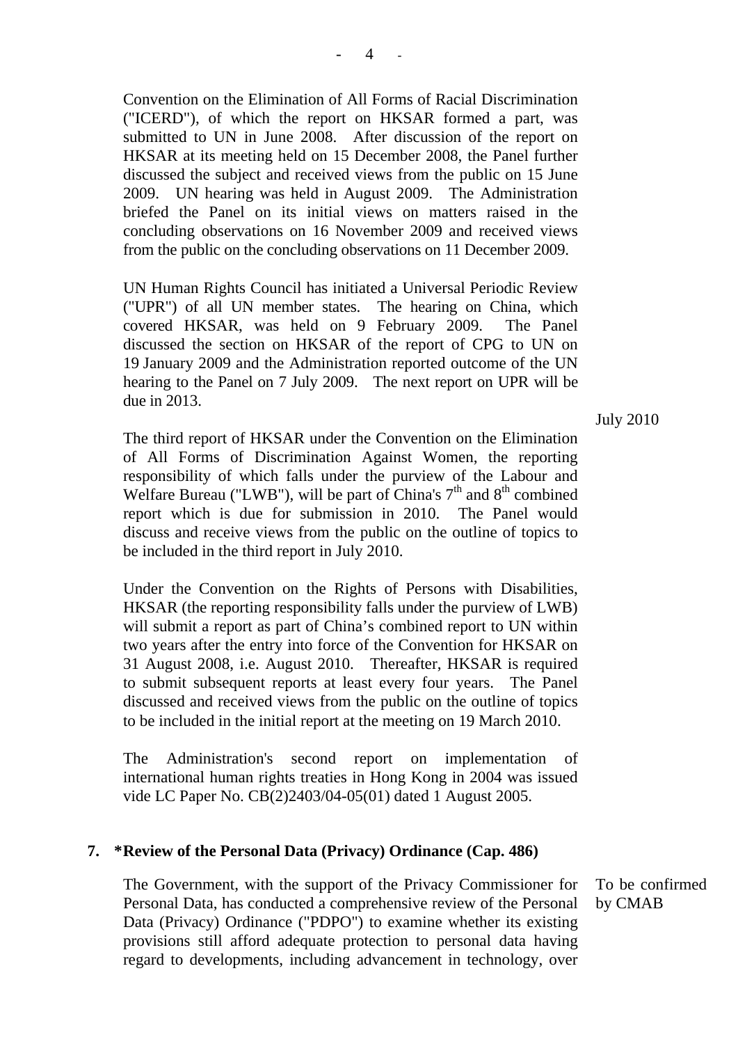Convention on the Elimination of All Forms of Racial Discrimination ("ICERD"), of which the report on HKSAR formed a part, was submitted to UN in June 2008. After discussion of the report on HKSAR at its meeting held on 15 December 2008, the Panel further discussed the subject and received views from the public on 15 June 2009. UN hearing was held in August 2009. The Administration briefed the Panel on its initial views on matters raised in the concluding observations on 16 November 2009 and received views from the public on the concluding observations on 11 December 2009.

UN Human Rights Council has initiated a Universal Periodic Review ("UPR") of all UN member states. The hearing on China, which covered HKSAR, was held on 9 February 2009. The Panel discussed the section on HKSAR of the report of CPG to UN on 19 January 2009 and the Administration reported outcome of the UN hearing to the Panel on 7 July 2009. The next report on UPR will be due in 2013.

July 2010

The third report of HKSAR under the Convention on the Elimination of All Forms of Discrimination Against Women, the reporting responsibility of which falls under the purview of the Labour and Welfare Bureau ("LWB"), will be part of China's 7th and 8th combined report which is due for submission in 2010. The Panel would discuss and receive views from the public on the outline of topics to be included in the third report in July 2010.

Under the Convention on the Rights of Persons with Disabilities, HKSAR (the reporting responsibility falls under the purview of LWB) will submit a report as part of China's combined report to UN within two years after the entry into force of the Convention for HKSAR on 31 August 2008, i.e. August 2010. Thereafter, HKSAR is required to submit subsequent reports at least every four years. The Panel discussed and received views from the public on the outline of topics to be included in the initial report at the meeting on 19 March 2010.

The Administration's second report on implementation of international human rights treaties in Hong Kong in 2004 was issued vide LC Paper No. CB(2)2403/04-05(01) dated 1 August 2005.

## 7. *Review of the Personal Data (Privacy) Ordinance (Cap. 486)

To be confirmed by CMAB

The Government, with the support of the Privacy Commissioner for Personal Data, has conducted a comprehensive review of the Personal Data (Privacy) Ordinance ("PDPO") to examine whether its existing provisions still afford adequate protection to personal data having regard to developments, including advancement in technology, over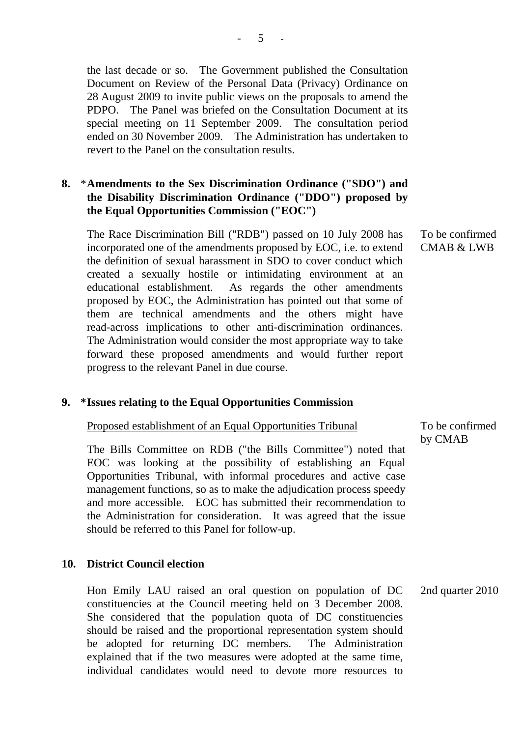the last decade or so. The Government published the Consultation Document on Review of the Personal Data (Privacy) Ordinance on 28 August 2009 to invite public views on the proposals to amend the PDPO. The Panel was briefed on the Consultation Document at its special meeting on 11 September 2009. The consultation period ended on 30 November 2009. The Administration has undertaken to revert to the Panel on the consultation results.

**8.** *__Amendments to the Sex Discrimination Ordinance ("SDO") and the Disability Discrimination Ordinance ("DDO") proposed by the Equal Opportunities Commission ("EOC")__

The Race Discrimination Bill ("RDB") passed on 10 July 2008 has incorporated one of the amendments proposed by EOC, i.e. to extend the definition of sexual harassment in SDO to cover conduct which created a sexually hostile or intimidating environment at an educational establishment. As regards the other amendments proposed by EOC, the Administration has pointed out that some of them are technical amendments and the others might have read-across implications to other anti-discrimination ordinances. The Administration would consider the most appropriate way to take forward these proposed amendments and would further report progress to the relevant Panel in due course.

To be confirmed CMAB & LWB

**9. *Issues relating to the Equal Opportunities Commission**

<u>Proposed establishment of an Equal Opportunities Tribunal</u>

To be confirmed by CMAB

The Bills Committee on RDB ("the Bills Committee") noted that EOC was looking at the possibility of establishing an Equal Opportunities Tribunal, with informal procedures and active case management functions, so as to make the adjudication process speedy and more accessible. EOC has submitted their recommendation to the Administration for consideration. It was agreed that the issue should be referred to this Panel for follow-up.

**10. District Council election**

Hon Emily LAU raised an oral question on population of DC constituencies at the Council meeting held on 3 December 2008. She considered that the population quota of DC constituencies should be raised and the proportional representation system should be adopted for returning DC members. The Administration explained that if the two measures were adopted at the same time, individual candidates would need to devote more resources to

2nd quarter 2010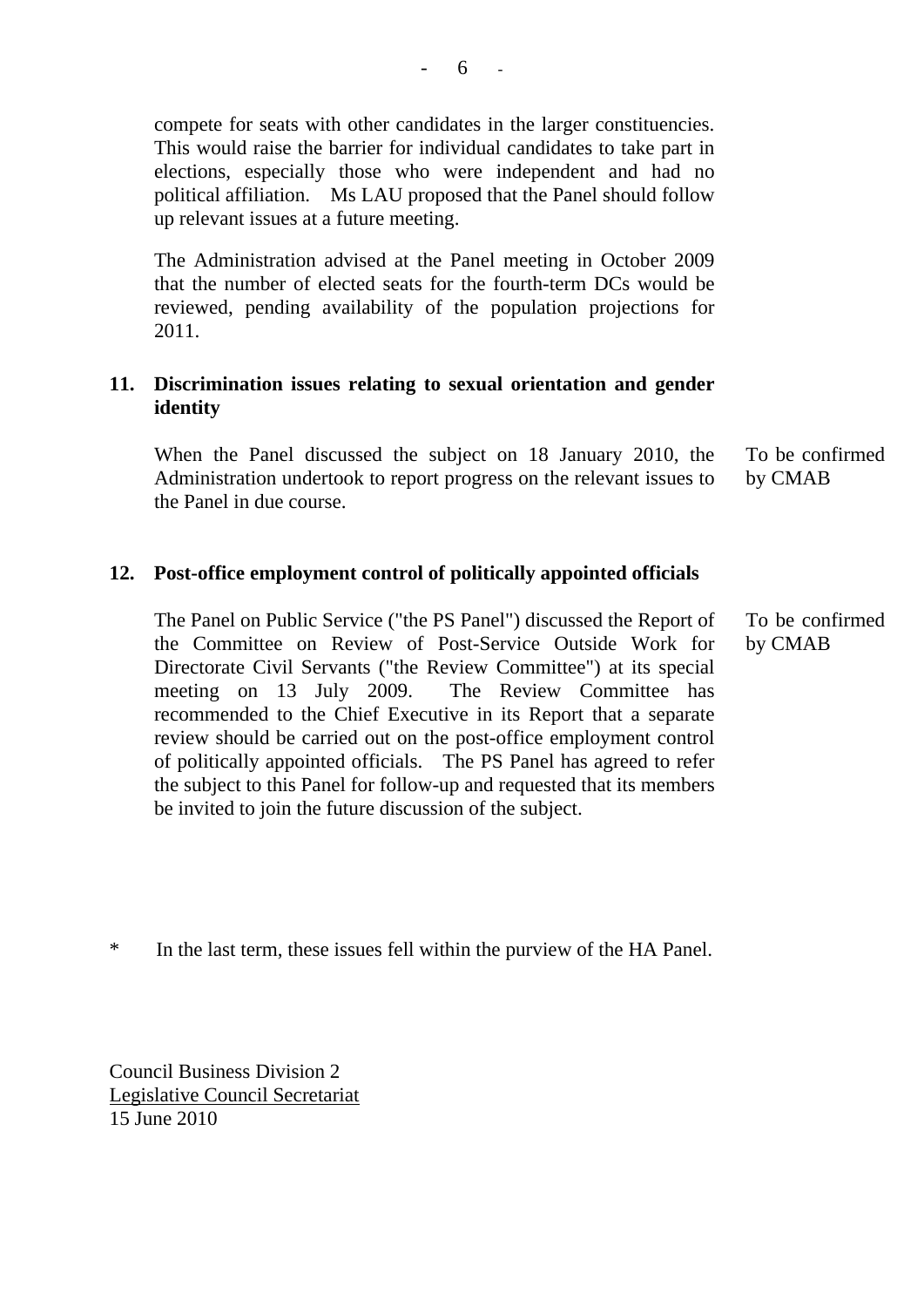compete for seats with other candidates in the larger constituencies. This would raise the barrier for individual candidates to take part in elections, especially those who were independent and had no political affiliation. Ms LAU proposed that the Panel should follow up relevant issues at a future meeting.

The Administration advised at the Panel meeting in October 2009 that the number of elected seats for the fourth-term DCs would be reviewed, pending availability of the population projections for 2011.

**11. Discrimination issues relating to sexual orientation and gender identity**

When the Panel discussed the subject on 18 January 2010, the Administration undertook to report progress on the relevant issues to the Panel in due course.

To be confirmed by CMAB

**12. Post-office employment control of politically appointed officials**

The Panel on Public Service ("the PS Panel") discussed the Report of the Committee on Review of Post-Service Outside Work for Directorate Civil Servants ("the Review Committee") at its special meeting on 13 July 2009. The Review Committee has recommended to the Chief Executive in its Report that a separate review should be carried out on the post-office employment control of politically appointed officials. The PS Panel has agreed to refer the subject to this Panel for follow-up and requested that its members be invited to join the future discussion of the subject.

To be confirmed by CMAB

\* In the last term, these issues fell within the purview of the HA Panel.

Council Business Division 2
Legislative Council Secretariat
15 June 2010